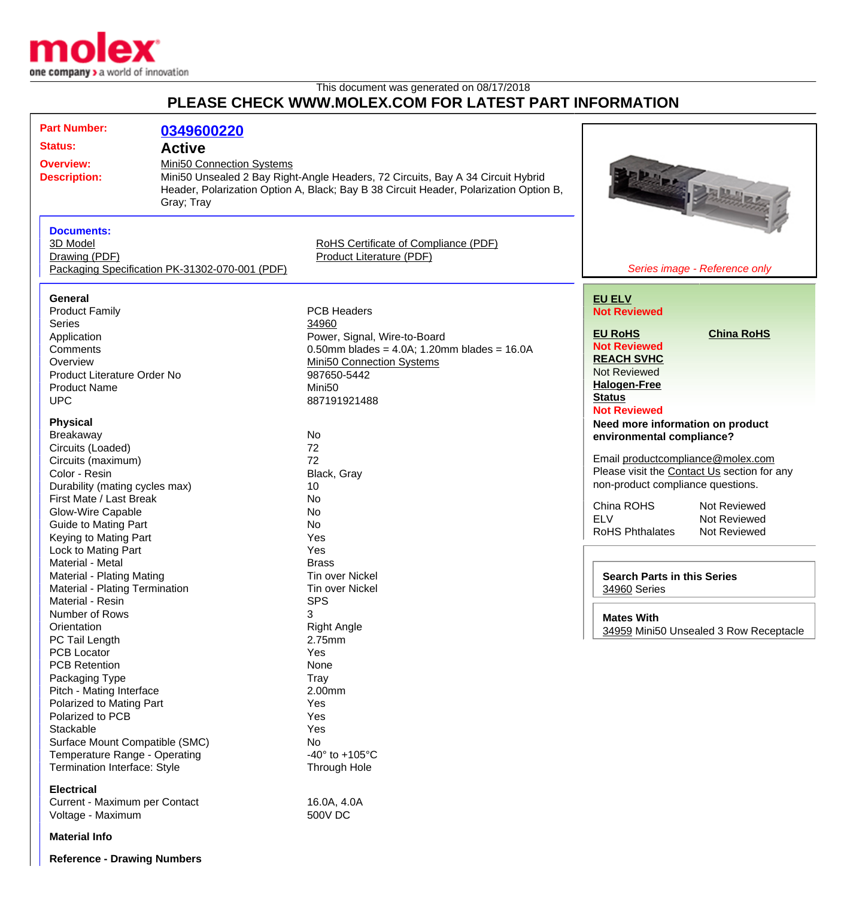This document was generated on 08/17/2018

# PLEASE CHECK WWW.MOLEX.COM FOR LATEST PART INFORMATION

**Part Number:** 0349600220

**Status:** Active

**Overview:** Mini50 Connection Systems

**Description:** Mini50 Unsealed 2 Bay Right-Angle Headers, 72 Circuits, Bay A 34 Circuit Hybrid Header, Polarization Option A, Black; Bay B 38 Circuit Header, Polarization Option B, Gray; Tray

*Series image - Reference only*

**Documents:**

- 3D Model
- Drawing (PDF)
- Packaging Specification PK-31302-070-001 (PDF)
- RoHS Certificate of Compliance (PDF)
- Product Literature (PDF)

### General

| | |
|---|---|
| Product Family | PCB Headers |
| Series | 34960 |
| Application | Power, Signal, Wire-to-Board |
| Comments | 0.50mm blades = 4.0A; 1.20mm blades = 16.0A |
| Overview | Mini50 Connection Systems |
| Product Literature Order No | 987650-5442 |
| Product Name | Mini50 |
| UPC | 887191921488 |

### Physical

| | |
|---|---|
| Breakaway | No |
| Circuits (Loaded) | 72 |
| Circuits (maximum) | 72 |
| Color - Resin | Black, Gray |
| Durability (mating cycles max) | 10 |
| First Mate / Last Break | No |
| Glow-Wire Capable | No |
| Guide to Mating Part | No |
| Keying to Mating Part | Yes |
| Lock to Mating Part | Yes |
| Material - Metal | Brass |
| Material - Plating Mating | Tin over Nickel |
| Material - Plating Termination | Tin over Nickel |
| Material - Resin | SPS |
| Number of Rows | 3 |
| Orientation | Right Angle |
| PC Tail Length | 2.75mm |
| PCB Locator | Yes |
| PCB Retention | None |
| Packaging Type | Tray |
| Pitch - Mating Interface | 2.00mm |
| Polarized to Mating Part | Yes |
| Polarized to PCB | Yes |
| Stackable | Yes |
| Surface Mount Compatible (SMC) | No |
| Temperature Range - Operating | -40° to +105°C |
| Termination Interface: Style | Through Hole |

### Electrical

| | |
|---|---|
| Current - Maximum per Contact | 16.0A, 4.0A |
| Voltage - Maximum | 500V DC |

### Material Info

### Reference - Drawing Numbers

**EU ELV**
Not Reviewed

**EU RoHS**
Not Reviewed

**China RoHS**

**REACH SVHC**
Not Reviewed

**Halogen-Free Status**
Not Reviewed

**Need more information on product environmental compliance?**

Email productcompliance@molex.com
Please visit the Contact Us section for any non-product compliance questions.

| | |
|---|---|
| China ROHS | Not Reviewed |
| ELV | Not Reviewed |
| RoHS Phthalates | Not Reviewed |

**Search Parts in this Series**
34960 Series

**Mates With**
34959 Mini50 Unsealed 3 Row Receptacle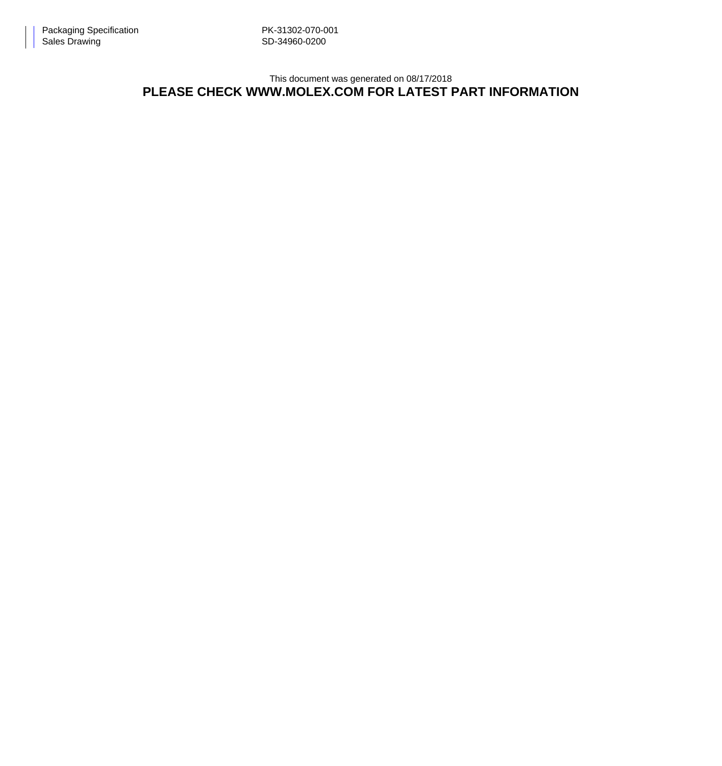Packaging Specification PK-31302-070-001
Sales Drawing SD-34960-0200

This document was generated on 08/17/2018

**PLEASE CHECK WWW.MOLEX.COM FOR LATEST PART INFORMATION**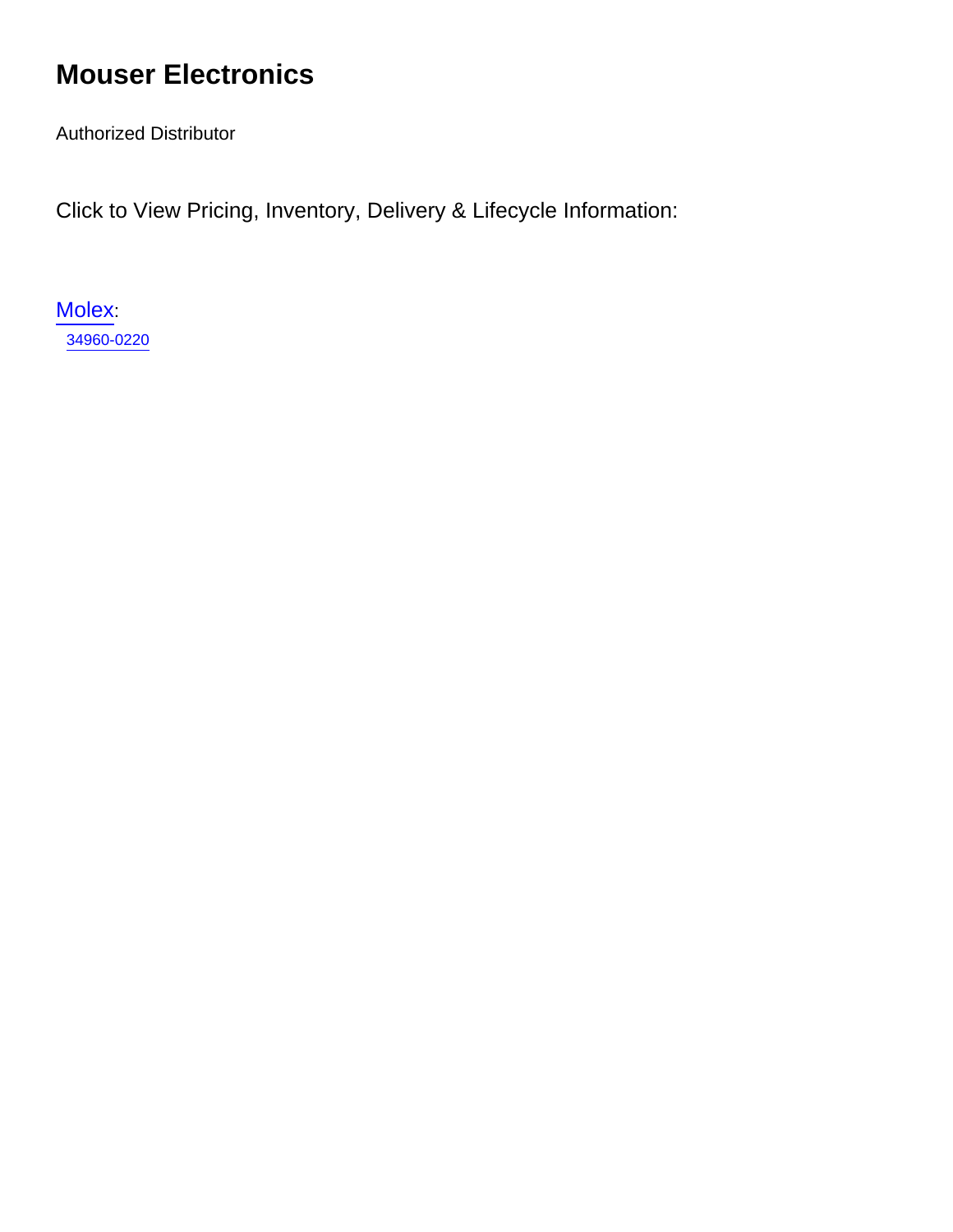# Mouser Electronics

Authorized Distributor

Click to View Pricing, Inventory, Delivery & Lifecycle Information:

Molex:

34960-0220